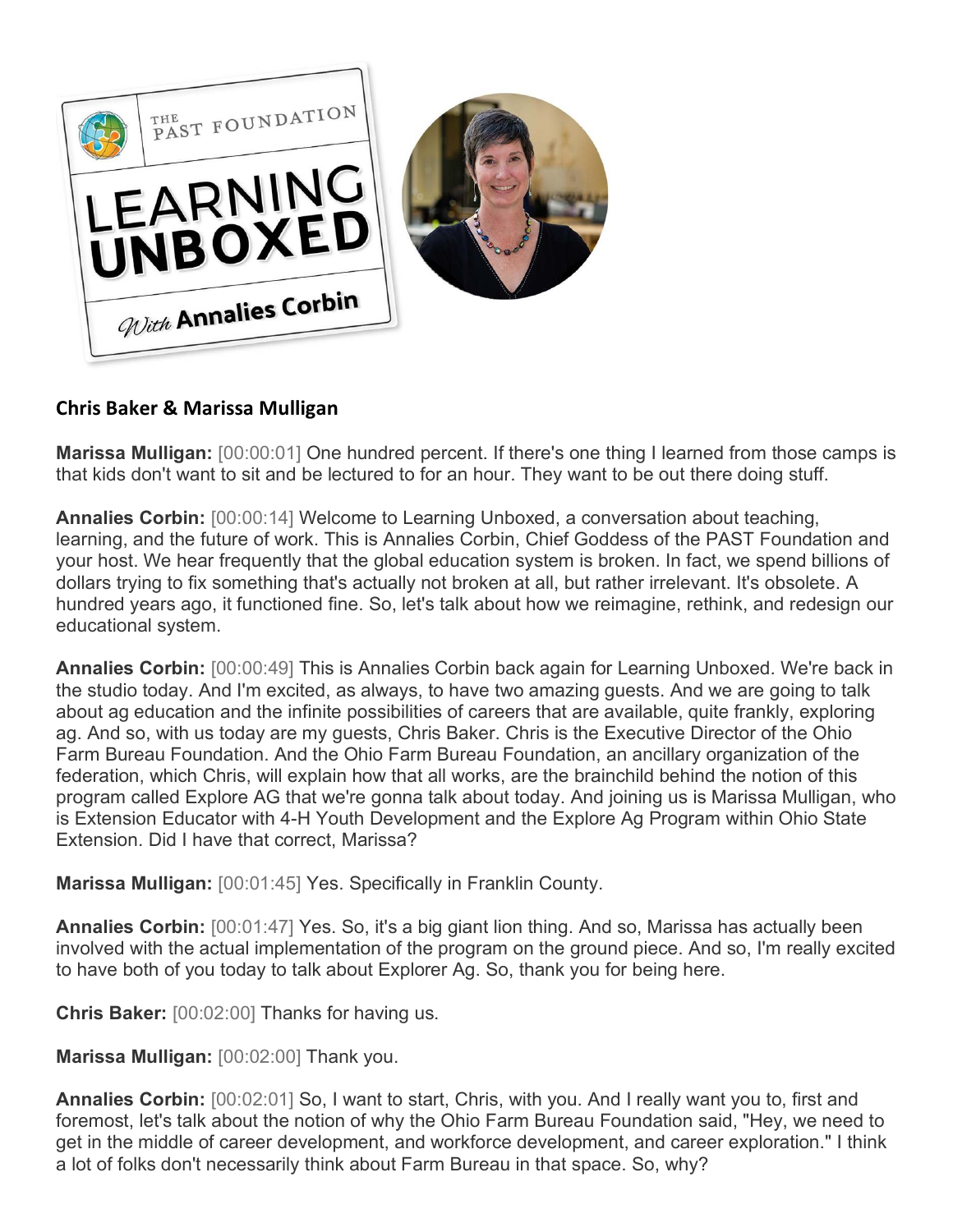**Chris Baker & Marissa Mulligan**

**Marissa Mulligan:** [00:00:01] One hundred percent. If there's one thing I learned from those camps is that kids don't want to sit and be lectured to for an hour. They want to be out there doing stuff.

**Annalies Corbin:** [00:00:14] Welcome to Learning Unboxed, a conversation about teaching, learning, and the future of work. This is Annalies Corbin, Chief Goddess of the PAST Foundation and your host. We hear frequently that the global education system is broken. In fact, we spend billions of dollars trying to fix something that's actually not broken at all, but rather irrelevant. It's obsolete. A hundred years ago, it functioned fine. So, let's talk about how we reimagine, rethink, and redesign our educational system.

**Annalies Corbin:** [00:00:49] This is Annalies Corbin back again for Learning Unboxed. We're back in the studio today. And I'm excited, as always, to have two amazing guests. And we are going to talk about ag education and the infinite possibilities of careers that are available, quite frankly, exploring ag. And so, with us today are my guests, Chris Baker. Chris is the Executive Director of the Ohio Farm Bureau Foundation. And the Ohio Farm Bureau Foundation, an ancillary organization of the federation, which Chris, will explain how that all works, are the brainchild behind the notion of this program called Explore AG that we're gonna talk about today. And joining us is Marissa Mulligan, who is Extension Educator with 4-H Youth Development and the Explore Ag Program within Ohio State Extension. Did I have that correct, Marissa?

**Marissa Mulligan:** [00:01:45] Yes. Specifically in Franklin County.

**Annalies Corbin:** [00:01:47] Yes. So, it's a big giant lion thing. And so, Marissa has actually been involved with the actual implementation of the program on the ground piece. And so, I'm really excited to have both of you today to talk about Explorer Ag. So, thank you for being here.

**Chris Baker:** [00:02:00] Thanks for having us.

**Marissa Mulligan:** [00:02:00] Thank you.

**Annalies Corbin:** [00:02:01] So, I want to start, Chris, with you. And I really want you to, first and foremost, let's talk about the notion of why the Ohio Farm Bureau Foundation said, "Hey, we need to get in the middle of career development, and workforce development, and career exploration." I think a lot of folks don't necessarily think about Farm Bureau in that space. So, why?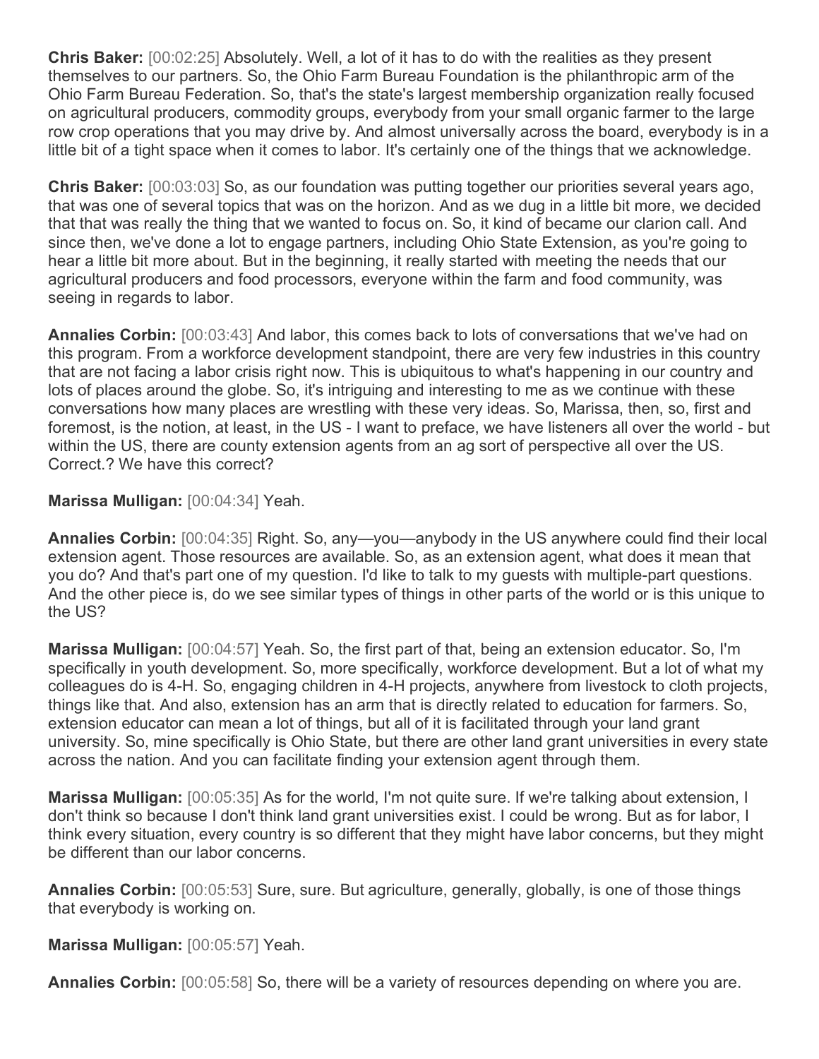**Chris Baker:** [00:02:25] Absolutely. Well, a lot of it has to do with the realities as they present themselves to our partners. So, the Ohio Farm Bureau Foundation is the philanthropic arm of the Ohio Farm Bureau Federation. So, that's the state's largest membership organization really focused on agricultural producers, commodity groups, everybody from your small organic farmer to the large row crop operations that you may drive by. And almost universally across the board, everybody is in a little bit of a tight space when it comes to labor. It's certainly one of the things that we acknowledge.

**Chris Baker:** [00:03:03] So, as our foundation was putting together our priorities several years ago, that was one of several topics that was on the horizon. And as we dug in a little bit more, we decided that that was really the thing that we wanted to focus on. So, it kind of became our clarion call. And since then, we've done a lot to engage partners, including Ohio State Extension, as you're going to hear a little bit more about. But in the beginning, it really started with meeting the needs that our agricultural producers and food processors, everyone within the farm and food community, was seeing in regards to labor.

**Annalies Corbin:** [00:03:43] And labor, this comes back to lots of conversations that we've had on this program. From a workforce development standpoint, there are very few industries in this country that are not facing a labor crisis right now. This is ubiquitous to what's happening in our country and lots of places around the globe. So, it's intriguing and interesting to me as we continue with these conversations how many places are wrestling with these very ideas. So, Marissa, then, so, first and foremost, is the notion, at least, in the US - I want to preface, we have listeners all over the world - but within the US, there are county extension agents from an ag sort of perspective all over the US. Correct.? We have this correct?

**Marissa Mulligan:** [00:04:34] Yeah.

**Annalies Corbin:** [00:04:35] Right. So, any—you—anybody in the US anywhere could find their local extension agent. Those resources are available. So, as an extension agent, what does it mean that you do? And that's part one of my question. I'd like to talk to my guests with multiple-part questions. And the other piece is, do we see similar types of things in other parts of the world or is this unique to the US?

**Marissa Mulligan:** [00:04:57] Yeah. So, the first part of that, being an extension educator. So, I'm specifically in youth development. So, more specifically, workforce development. But a lot of what my colleagues do is 4-H. So, engaging children in 4-H projects, anywhere from livestock to cloth projects, things like that. And also, extension has an arm that is directly related to education for farmers. So, extension educator can mean a lot of things, but all of it is facilitated through your land grant university. So, mine specifically is Ohio State, but there are other land grant universities in every state across the nation. And you can facilitate finding your extension agent through them.

**Marissa Mulligan:** [00:05:35] As for the world, I'm not quite sure. If we're talking about extension, I don't think so because I don't think land grant universities exist. I could be wrong. But as for labor, I think every situation, every country is so different that they might have labor concerns, but they might be different than our labor concerns.

**Annalies Corbin:** [00:05:53] Sure, sure. But agriculture, generally, globally, is one of those things that everybody is working on.

**Marissa Mulligan:** [00:05:57] Yeah.

**Annalies Corbin:** [00:05:58] So, there will be a variety of resources depending on where you are.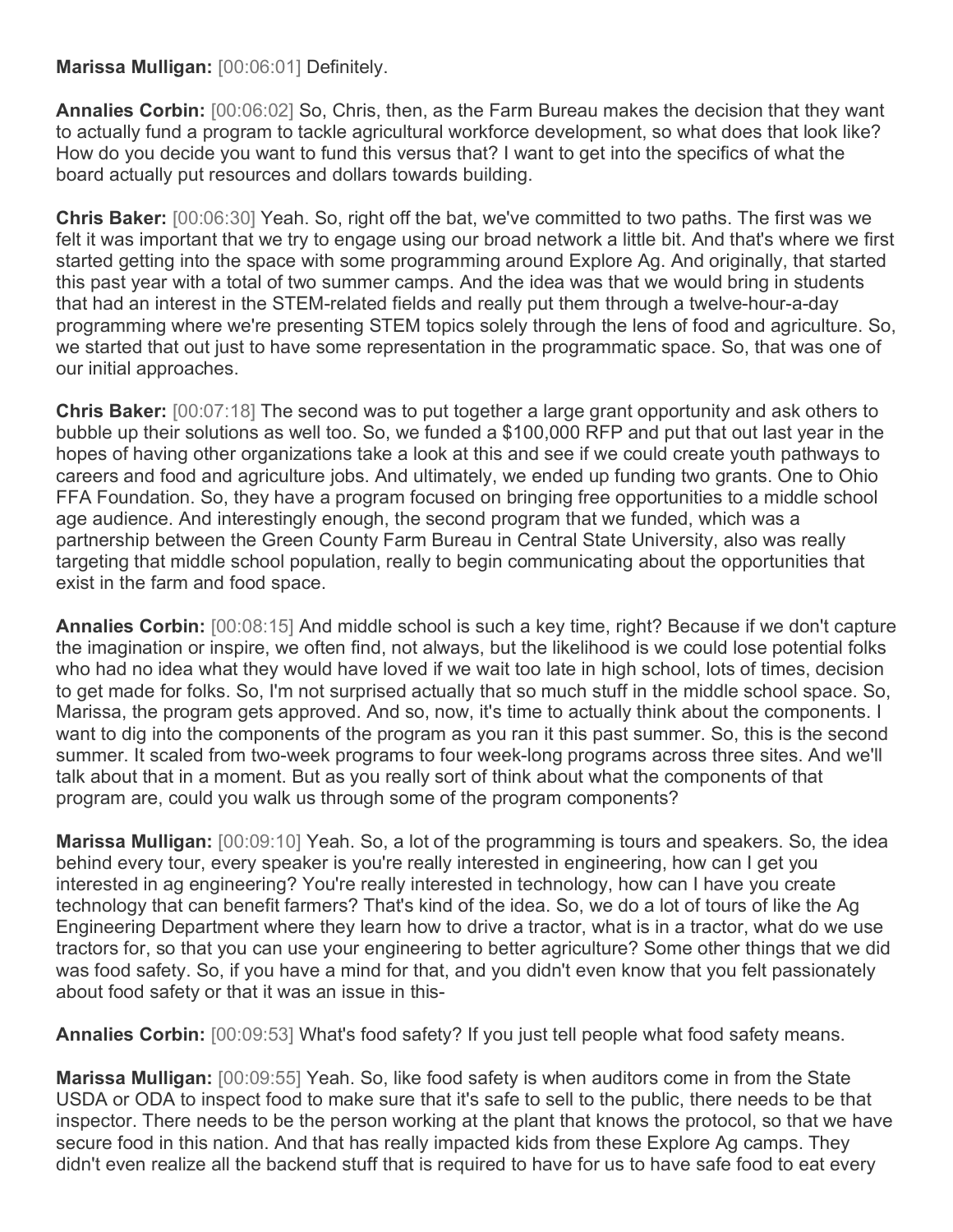**Marissa Mulligan:** [00:06:01] Definitely.

**Annalies Corbin:** [00:06:02] So, Chris, then, as the Farm Bureau makes the decision that they want to actually fund a program to tackle agricultural workforce development, so what does that look like? How do you decide you want to fund this versus that? I want to get into the specifics of what the board actually put resources and dollars towards building.

**Chris Baker:** [00:06:30] Yeah. So, right off the bat, we've committed to two paths. The first was we felt it was important that we try to engage using our broad network a little bit. And that's where we first started getting into the space with some programming around Explore Ag. And originally, that started this past year with a total of two summer camps. And the idea was that we would bring in students that had an interest in the STEM-related fields and really put them through a twelve-hour-a-day programming where we're presenting STEM topics solely through the lens of food and agriculture. So, we started that out just to have some representation in the programmatic space. So, that was one of our initial approaches.

**Chris Baker:** [00:07:18] The second was to put together a large grant opportunity and ask others to bubble up their solutions as well too. So, we funded a $100,000 RFP and put that out last year in the hopes of having other organizations take a look at this and see if we could create youth pathways to careers and food and agriculture jobs. And ultimately, we ended up funding two grants. One to Ohio FFA Foundation. So, they have a program focused on bringing free opportunities to a middle school age audience. And interestingly enough, the second program that we funded, which was a partnership between the Green County Farm Bureau in Central State University, also was really targeting that middle school population, really to begin communicating about the opportunities that exist in the farm and food space.

**Annalies Corbin:** [00:08:15] And middle school is such a key time, right? Because if we don't capture the imagination or inspire, we often find, not always, but the likelihood is we could lose potential folks who had no idea what they would have loved if we wait too late in high school, lots of times, decision to get made for folks. So, I'm not surprised actually that so much stuff in the middle school space. So, Marissa, the program gets approved. And so, now, it's time to actually think about the components. I want to dig into the components of the program as you ran it this past summer. So, this is the second summer. It scaled from two-week programs to four week-long programs across three sites. And we'll talk about that in a moment. But as you really sort of think about what the components of that program are, could you walk us through some of the program components?

**Marissa Mulligan:** [00:09:10] Yeah. So, a lot of the programming is tours and speakers. So, the idea behind every tour, every speaker is you're really interested in engineering, how can I get you interested in ag engineering? You're really interested in technology, how can I have you create technology that can benefit farmers? That's kind of the idea. So, we do a lot of tours of like the Ag Engineering Department where they learn how to drive a tractor, what is in a tractor, what do we use tractors for, so that you can use your engineering to better agriculture? Some other things that we did was food safety. So, if you have a mind for that, and you didn't even know that you felt passionately about food safety or that it was an issue in this-

**Annalies Corbin:** [00:09:53] What's food safety? If you just tell people what food safety means.

**Marissa Mulligan:** [00:09:55] Yeah. So, like food safety is when auditors come in from the State USDA or ODA to inspect food to make sure that it's safe to sell to the public, there needs to be that inspector. There needs to be the person working at the plant that knows the protocol, so that we have secure food in this nation. And that has really impacted kids from these Explore Ag camps. They didn't even realize all the backend stuff that is required to have for us to have safe food to eat every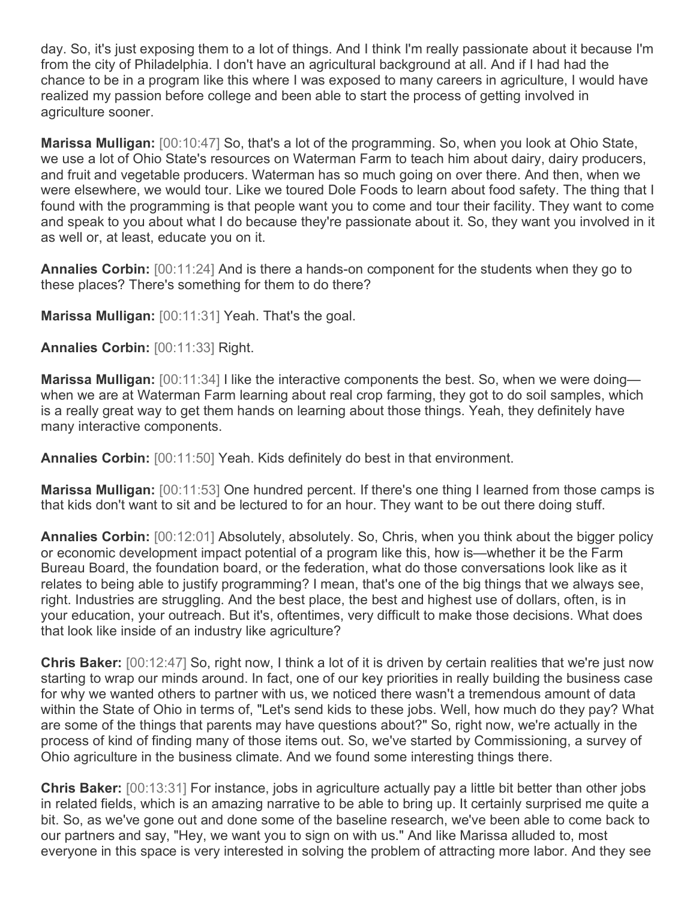day. So, it's just exposing them to a lot of things. And I think I'm really passionate about it because I'm from the city of Philadelphia. I don't have an agricultural background at all. And if I had had the chance to be in a program like this where I was exposed to many careers in agriculture, I would have realized my passion before college and been able to start the process of getting involved in agriculture sooner.

**Marissa Mulligan:** [00:10:47] So, that's a lot of the programming. So, when you look at Ohio State, we use a lot of Ohio State's resources on Waterman Farm to teach him about dairy, dairy producers, and fruit and vegetable producers. Waterman has so much going on over there. And then, when we were elsewhere, we would tour. Like we toured Dole Foods to learn about food safety. The thing that I found with the programming is that people want you to come and tour their facility. They want to come and speak to you about what I do because they're passionate about it. So, they want you involved in it as well or, at least, educate you on it.

**Annalies Corbin:** [00:11:24] And is there a hands-on component for the students when they go to these places? There's something for them to do there?

**Marissa Mulligan:** [00:11:31] Yeah. That's the goal.

**Annalies Corbin:** [00:11:33] Right.

**Marissa Mulligan:** [00:11:34] I like the interactive components the best. So, when we were doing—when we are at Waterman Farm learning about real crop farming, they got to do soil samples, which is a really great way to get them hands on learning about those things. Yeah, they definitely have many interactive components.

**Annalies Corbin:** [00:11:50] Yeah. Kids definitely do best in that environment.

**Marissa Mulligan:** [00:11:53] One hundred percent. If there's one thing I learned from those camps is that kids don't want to sit and be lectured to for an hour. They want to be out there doing stuff.

**Annalies Corbin:** [00:12:01] Absolutely, absolutely. So, Chris, when you think about the bigger policy or economic development impact potential of a program like this, how is—whether it be the Farm Bureau Board, the foundation board, or the federation, what do those conversations look like as it relates to being able to justify programming? I mean, that's one of the big things that we always see, right. Industries are struggling. And the best place, the best and highest use of dollars, often, is in your education, your outreach. But it's, oftentimes, very difficult to make those decisions. What does that look like inside of an industry like agriculture?

**Chris Baker:** [00:12:47] So, right now, I think a lot of it is driven by certain realities that we're just now starting to wrap our minds around. In fact, one of our key priorities in really building the business case for why we wanted others to partner with us, we noticed there wasn't a tremendous amount of data within the State of Ohio in terms of, "Let's send kids to these jobs. Well, how much do they pay? What are some of the things that parents may have questions about?" So, right now, we're actually in the process of kind of finding many of those items out. So, we've started by Commissioning, a survey of Ohio agriculture in the business climate. And we found some interesting things there.

**Chris Baker:** [00:13:31] For instance, jobs in agriculture actually pay a little bit better than other jobs in related fields, which is an amazing narrative to be able to bring up. It certainly surprised me quite a bit. So, as we've gone out and done some of the baseline research, we've been able to come back to our partners and say, "Hey, we want you to sign on with us." And like Marissa alluded to, most everyone in this space is very interested in solving the problem of attracting more labor. And they see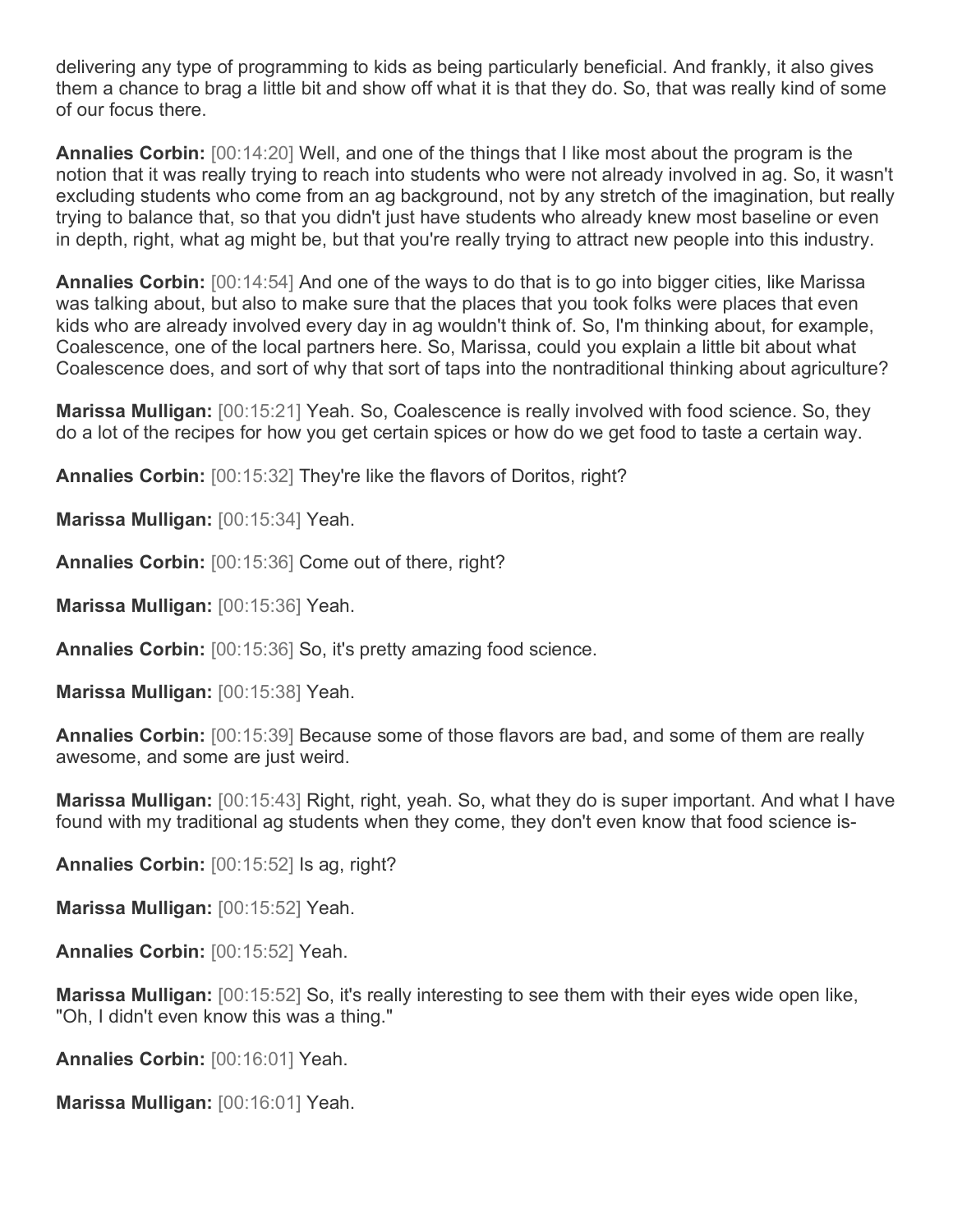delivering any type of programming to kids as being particularly beneficial. And frankly, it also gives them a chance to brag a little bit and show off what it is that they do. So, that was really kind of some of our focus there.

**Annalies Corbin:** [00:14:20] Well, and one of the things that I like most about the program is the notion that it was really trying to reach into students who were not already involved in ag. So, it wasn't excluding students who come from an ag background, not by any stretch of the imagination, but really trying to balance that, so that you didn't just have students who already knew most baseline or even in depth, right, what ag might be, but that you're really trying to attract new people into this industry.

**Annalies Corbin:** [00:14:54] And one of the ways to do that is to go into bigger cities, like Marissa was talking about, but also to make sure that the places that you took folks were places that even kids who are already involved every day in ag wouldn't think of. So, I'm thinking about, for example, Coalescence, one of the local partners here. So, Marissa, could you explain a little bit about what Coalescence does, and sort of why that sort of taps into the nontraditional thinking about agriculture?

**Marissa Mulligan:** [00:15:21] Yeah. So, Coalescence is really involved with food science. So, they do a lot of the recipes for how you get certain spices or how do we get food to taste a certain way.

**Annalies Corbin:** [00:15:32] They're like the flavors of Doritos, right?

**Marissa Mulligan:** [00:15:34] Yeah.

**Annalies Corbin:** [00:15:36] Come out of there, right?

**Marissa Mulligan:** [00:15:36] Yeah.

**Annalies Corbin:** [00:15:36] So, it's pretty amazing food science.

**Marissa Mulligan:** [00:15:38] Yeah.

**Annalies Corbin:** [00:15:39] Because some of those flavors are bad, and some of them are really awesome, and some are just weird.

**Marissa Mulligan:** [00:15:43] Right, right, yeah. So, what they do is super important. And what I have found with my traditional ag students when they come, they don't even know that food science is-

**Annalies Corbin:** [00:15:52] Is ag, right?

**Marissa Mulligan:** [00:15:52] Yeah.

**Annalies Corbin:** [00:15:52] Yeah.

**Marissa Mulligan:** [00:15:52] So, it's really interesting to see them with their eyes wide open like, "Oh, I didn't even know this was a thing."

**Annalies Corbin:** [00:16:01] Yeah.

**Marissa Mulligan:** [00:16:01] Yeah.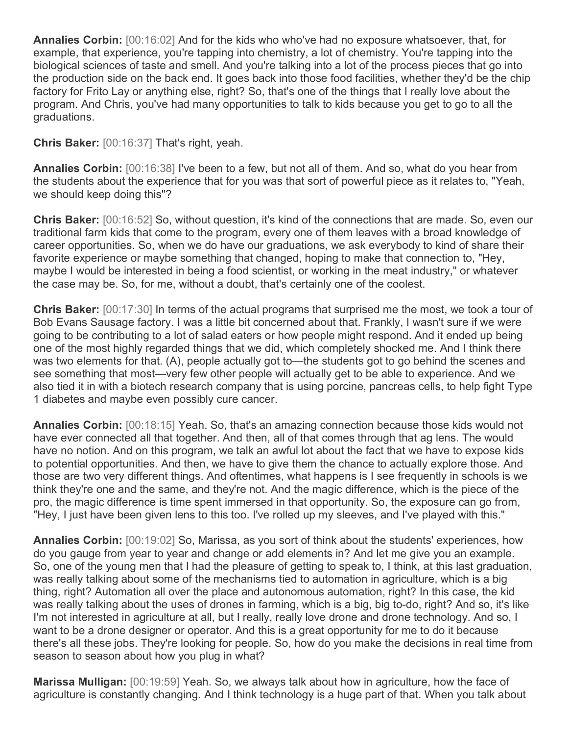**Annalies Corbin:** [00:16:02] And for the kids who who've had no exposure whatsoever, that, for example, that experience, you're tapping into chemistry, a lot of chemistry. You're tapping into the biological sciences of taste and smell. And you're talking into a lot of the process pieces that go into the production side on the back end. It goes back into those food facilities, whether they'd be the chip factory for Frito Lay or anything else, right? So, that's one of the things that I really love about the program. And Chris, you've had many opportunities to talk to kids because you get to go to all the graduations.

**Chris Baker:** [00:16:37] That's right, yeah.

**Annalies Corbin:** [00:16:38] I've been to a few, but not all of them. And so, what do you hear from the students about the experience that for you was that sort of powerful piece as it relates to, "Yeah, we should keep doing this"?

**Chris Baker:** [00:16:52] So, without question, it's kind of the connections that are made. So, even our traditional farm kids that come to the program, every one of them leaves with a broad knowledge of career opportunities. So, when we do have our graduations, we ask everybody to kind of share their favorite experience or maybe something that changed, hoping to make that connection to, "Hey, maybe I would be interested in being a food scientist, or working in the meat industry," or whatever the case may be. So, for me, without a doubt, that's certainly one of the coolest.

**Chris Baker:** [00:17:30] In terms of the actual programs that surprised me the most, we took a tour of Bob Evans Sausage factory. I was a little bit concerned about that. Frankly, I wasn't sure if we were going to be contributing to a lot of salad eaters or how people might respond. And it ended up being one of the most highly regarded things that we did, which completely shocked me. And I think there was two elements for that. (A), people actually got to—the students got to go behind the scenes and see something that most—very few other people will actually get to be able to experience. And we also tied it in with a biotech research company that is using porcine, pancreas cells, to help fight Type 1 diabetes and maybe even possibly cure cancer.

**Annalies Corbin:** [00:18:15] Yeah. So, that's an amazing connection because those kids would not have ever connected all that together. And then, all of that comes through that ag lens. The would have no notion. And on this program, we talk an awful lot about the fact that we have to expose kids to potential opportunities. And then, we have to give them the chance to actually explore those. And those are two very different things. And oftentimes, what happens is I see frequently in schools is we think they're one and the same, and they're not. And the magic difference, which is the piece of the pro, the magic difference is time spent immersed in that opportunity. So, the exposure can go from, "Hey, I just have been given lens to this too. I've rolled up my sleeves, and I've played with this."

**Annalies Corbin:** [00:19:02] So, Marissa, as you sort of think about the students' experiences, how do you gauge from year to year and change or add elements in? And let me give you an example. So, one of the young men that I had the pleasure of getting to speak to, I think, at this last graduation, was really talking about some of the mechanisms tied to automation in agriculture, which is a big thing, right? Automation all over the place and autonomous automation, right? In this case, the kid was really talking about the uses of drones in farming, which is a big, big to-do, right? And so, it's like I'm not interested in agriculture at all, but I really, really love drone and drone technology. And so, I want to be a drone designer or operator. And this is a great opportunity for me to do it because there's all these jobs. They're looking for people. So, how do you make the decisions in real time from season to season about how you plug in what?

**Marissa Mulligan:** [00:19:59] Yeah. So, we always talk about how in agriculture, how the face of agriculture is constantly changing. And I think technology is a huge part of that. When you talk about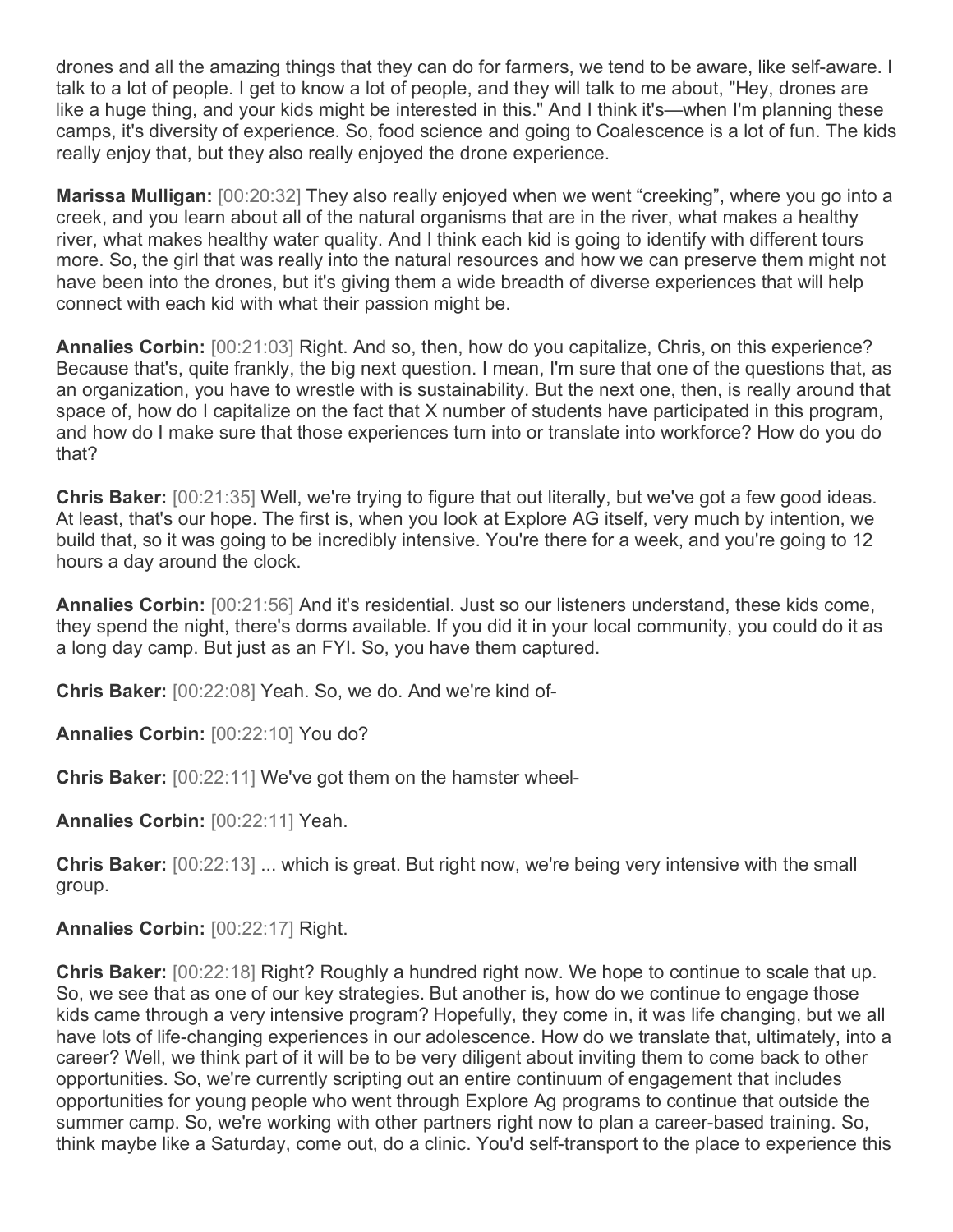drones and all the amazing things that they can do for farmers, we tend to be aware, like self-aware. I talk to a lot of people. I get to know a lot of people, and they will talk to me about, "Hey, drones are like a huge thing, and your kids might be interested in this." And I think it's—when I'm planning these camps, it's diversity of experience. So, food science and going to Coalescence is a lot of fun. The kids really enjoy that, but they also really enjoyed the drone experience.

**Marissa Mulligan:** [00:20:32] They also really enjoyed when we went "creeking", where you go into a creek, and you learn about all of the natural organisms that are in the river, what makes a healthy river, what makes healthy water quality. And I think each kid is going to identify with different tours more. So, the girl that was really into the natural resources and how we can preserve them might not have been into the drones, but it's giving them a wide breadth of diverse experiences that will help connect with each kid with what their passion might be.

**Annalies Corbin:** [00:21:03] Right. And so, then, how do you capitalize, Chris, on this experience? Because that's, quite frankly, the big next question. I mean, I'm sure that one of the questions that, as an organization, you have to wrestle with is sustainability. But the next one, then, is really around that space of, how do I capitalize on the fact that X number of students have participated in this program, and how do I make sure that those experiences turn into or translate into workforce? How do you do that?

**Chris Baker:** [00:21:35] Well, we're trying to figure that out literally, but we've got a few good ideas. At least, that's our hope. The first is, when you look at Explore AG itself, very much by intention, we build that, so it was going to be incredibly intensive. You're there for a week, and you're going to 12 hours a day around the clock.

**Annalies Corbin:** [00:21:56] And it's residential. Just so our listeners understand, these kids come, they spend the night, there's dorms available. If you did it in your local community, you could do it as a long day camp. But just as an FYI. So, you have them captured.

**Chris Baker:** [00:22:08] Yeah. So, we do. And we're kind of-

**Annalies Corbin:** [00:22:10] You do?

**Chris Baker:** [00:22:11] We've got them on the hamster wheel-

**Annalies Corbin:** [00:22:11] Yeah.

**Chris Baker:** [00:22:13] ... which is great. But right now, we're being very intensive with the small group.

**Annalies Corbin:** [00:22:17] Right.

**Chris Baker:** [00:22:18] Right? Roughly a hundred right now. We hope to continue to scale that up. So, we see that as one of our key strategies. But another is, how do we continue to engage those kids came through a very intensive program? Hopefully, they come in, it was life changing, but we all have lots of life-changing experiences in our adolescence. How do we translate that, ultimately, into a career? Well, we think part of it will be to be very diligent about inviting them to come back to other opportunities. So, we're currently scripting out an entire continuum of engagement that includes opportunities for young people who went through Explore Ag programs to continue that outside the summer camp. So, we're working with other partners right now to plan a career-based training. So, think maybe like a Saturday, come out, do a clinic. You'd self-transport to the place to experience this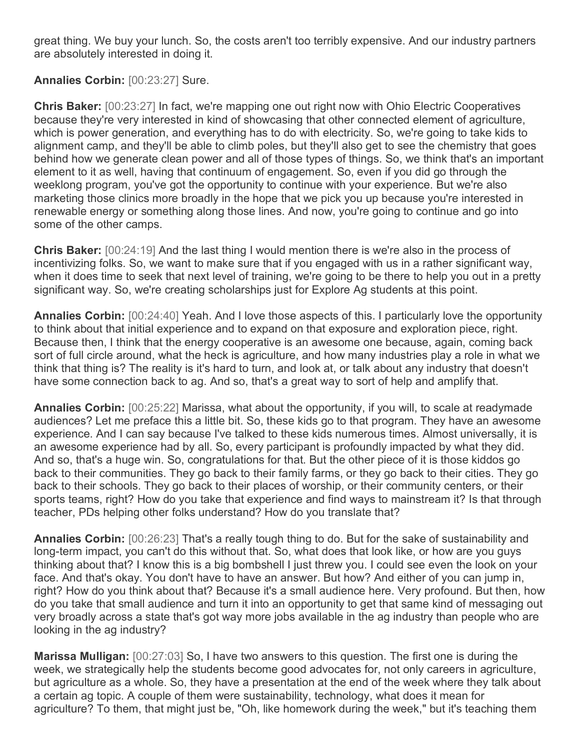great thing. We buy your lunch. So, the costs aren't too terribly expensive. And our industry partners are absolutely interested in doing it.

**Annalies Corbin:** [00:23:27] Sure.

**Chris Baker:** [00:23:27] In fact, we're mapping one out right now with Ohio Electric Cooperatives because they're very interested in kind of showcasing that other connected element of agriculture, which is power generation, and everything has to do with electricity. So, we're going to take kids to alignment camp, and they'll be able to climb poles, but they'll also get to see the chemistry that goes behind how we generate clean power and all of those types of things. So, we think that's an important element to it as well, having that continuum of engagement. So, even if you did go through the weeklong program, you've got the opportunity to continue with your experience. But we're also marketing those clinics more broadly in the hope that we pick you up because you're interested in renewable energy or something along those lines. And now, you're going to continue and go into some of the other camps.

**Chris Baker:** [00:24:19] And the last thing I would mention there is we're also in the process of incentivizing folks. So, we want to make sure that if you engaged with us in a rather significant way, when it does time to seek that next level of training, we're going to be there to help you out in a pretty significant way. So, we're creating scholarships just for Explore Ag students at this point.

**Annalies Corbin:** [00:24:40] Yeah. And I love those aspects of this. I particularly love the opportunity to think about that initial experience and to expand on that exposure and exploration piece, right. Because then, I think that the energy cooperative is an awesome one because, again, coming back sort of full circle around, what the heck is agriculture, and how many industries play a role in what we think that thing is? The reality is it's hard to turn, and look at, or talk about any industry that doesn't have some connection back to ag. And so, that's a great way to sort of help and amplify that.

**Annalies Corbin:** [00:25:22] Marissa, what about the opportunity, if you will, to scale at readymade audiences? Let me preface this a little bit. So, these kids go to that program. They have an awesome experience. And I can say because I've talked to these kids numerous times. Almost universally, it is an awesome experience had by all. So, every participant is profoundly impacted by what they did. And so, that's a huge win. So, congratulations for that. But the other piece of it is those kiddos go back to their communities. They go back to their family farms, or they go back to their cities. They go back to their schools. They go back to their places of worship, or their community centers, or their sports teams, right? How do you take that experience and find ways to mainstream it? Is that through teacher, PDs helping other folks understand? How do you translate that?

**Annalies Corbin:** [00:26:23] That's a really tough thing to do. But for the sake of sustainability and long-term impact, you can't do this without that. So, what does that look like, or how are you guys thinking about that? I know this is a big bombshell I just threw you. I could see even the look on your face. And that's okay. You don't have to have an answer. But how? And either of you can jump in, right? How do you think about that? Because it's a small audience here. Very profound. But then, how do you take that small audience and turn it into an opportunity to get that same kind of messaging out very broadly across a state that's got way more jobs available in the ag industry than people who are looking in the ag industry?

**Marissa Mulligan:** [00:27:03] So, I have two answers to this question. The first one is during the week, we strategically help the students become good advocates for, not only careers in agriculture, but agriculture as a whole. So, they have a presentation at the end of the week where they talk about a certain ag topic. A couple of them were sustainability, technology, what does it mean for agriculture? To them, that might just be, "Oh, like homework during the week," but it's teaching them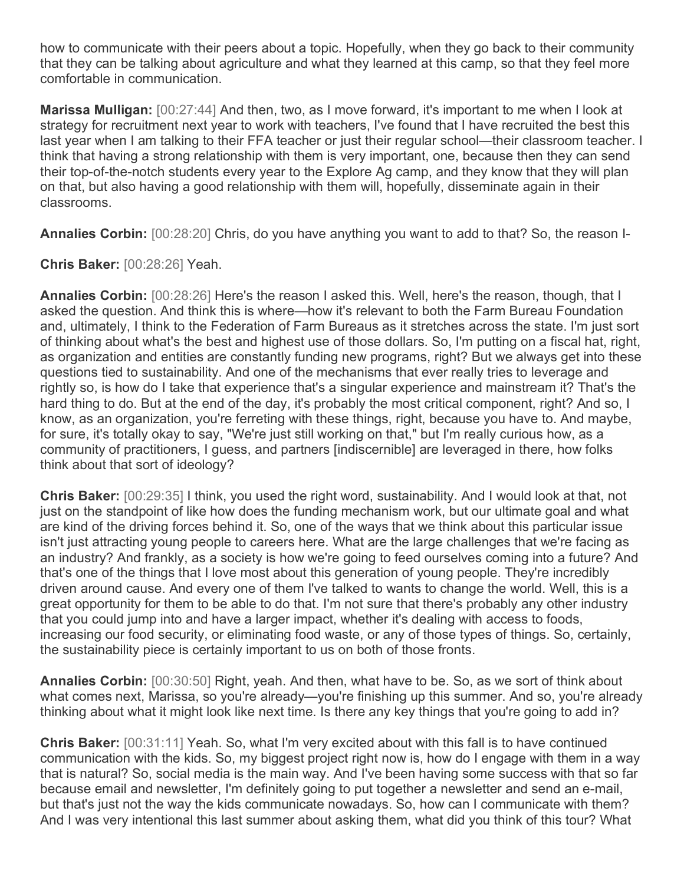how to communicate with their peers about a topic. Hopefully, when they go back to their community that they can be talking about agriculture and what they learned at this camp, so that they feel more comfortable in communication.

**Marissa Mulligan:** [00:27:44] And then, two, as I move forward, it's important to me when I look at strategy for recruitment next year to work with teachers, I've found that I have recruited the best this last year when I am talking to their FFA teacher or just their regular school—their classroom teacher. I think that having a strong relationship with them is very important, one, because then they can send their top-of-the-notch students every year to the Explore Ag camp, and they know that they will plan on that, but also having a good relationship with them will, hopefully, disseminate again in their classrooms.

**Annalies Corbin:** [00:28:20] Chris, do you have anything you want to add to that? So, the reason I-

**Chris Baker:** [00:28:26] Yeah.

**Annalies Corbin:** [00:28:26] Here's the reason I asked this. Well, here's the reason, though, that I asked the question. And think this is where—how it's relevant to both the Farm Bureau Foundation and, ultimately, I think to the Federation of Farm Bureaus as it stretches across the state. I'm just sort of thinking about what's the best and highest use of those dollars. So, I'm putting on a fiscal hat, right, as organization and entities are constantly funding new programs, right? But we always get into these questions tied to sustainability. And one of the mechanisms that ever really tries to leverage and rightly so, is how do I take that experience that's a singular experience and mainstream it? That's the hard thing to do. But at the end of the day, it's probably the most critical component, right? And so, I know, as an organization, you're ferreting with these things, right, because you have to. And maybe, for sure, it's totally okay to say, "We're just still working on that," but I'm really curious how, as a community of practitioners, I guess, and partners [indiscernible] are leveraged in there, how folks think about that sort of ideology?

**Chris Baker:** [00:29:35] I think, you used the right word, sustainability. And I would look at that, not just on the standpoint of like how does the funding mechanism work, but our ultimate goal and what are kind of the driving forces behind it. So, one of the ways that we think about this particular issue isn't just attracting young people to careers here. What are the large challenges that we're facing as an industry? And frankly, as a society is how we're going to feed ourselves coming into a future? And that's one of the things that I love most about this generation of young people. They're incredibly driven around cause. And every one of them I've talked to wants to change the world. Well, this is a great opportunity for them to be able to do that. I'm not sure that there's probably any other industry that you could jump into and have a larger impact, whether it's dealing with access to foods, increasing our food security, or eliminating food waste, or any of those types of things. So, certainly, the sustainability piece is certainly important to us on both of those fronts.

**Annalies Corbin:** [00:30:50] Right, yeah. And then, what have to be. So, as we sort of think about what comes next, Marissa, so you're already—you're finishing up this summer. And so, you're already thinking about what it might look like next time. Is there any key things that you're going to add in?

**Chris Baker:** [00:31:11] Yeah. So, what I'm very excited about with this fall is to have continued communication with the kids. So, my biggest project right now is, how do I engage with them in a way that is natural? So, social media is the main way. And I've been having some success with that so far because email and newsletter, I'm definitely going to put together a newsletter and send an e-mail, but that's just not the way the kids communicate nowadays. So, how can I communicate with them? And I was very intentional this last summer about asking them, what did you think of this tour? What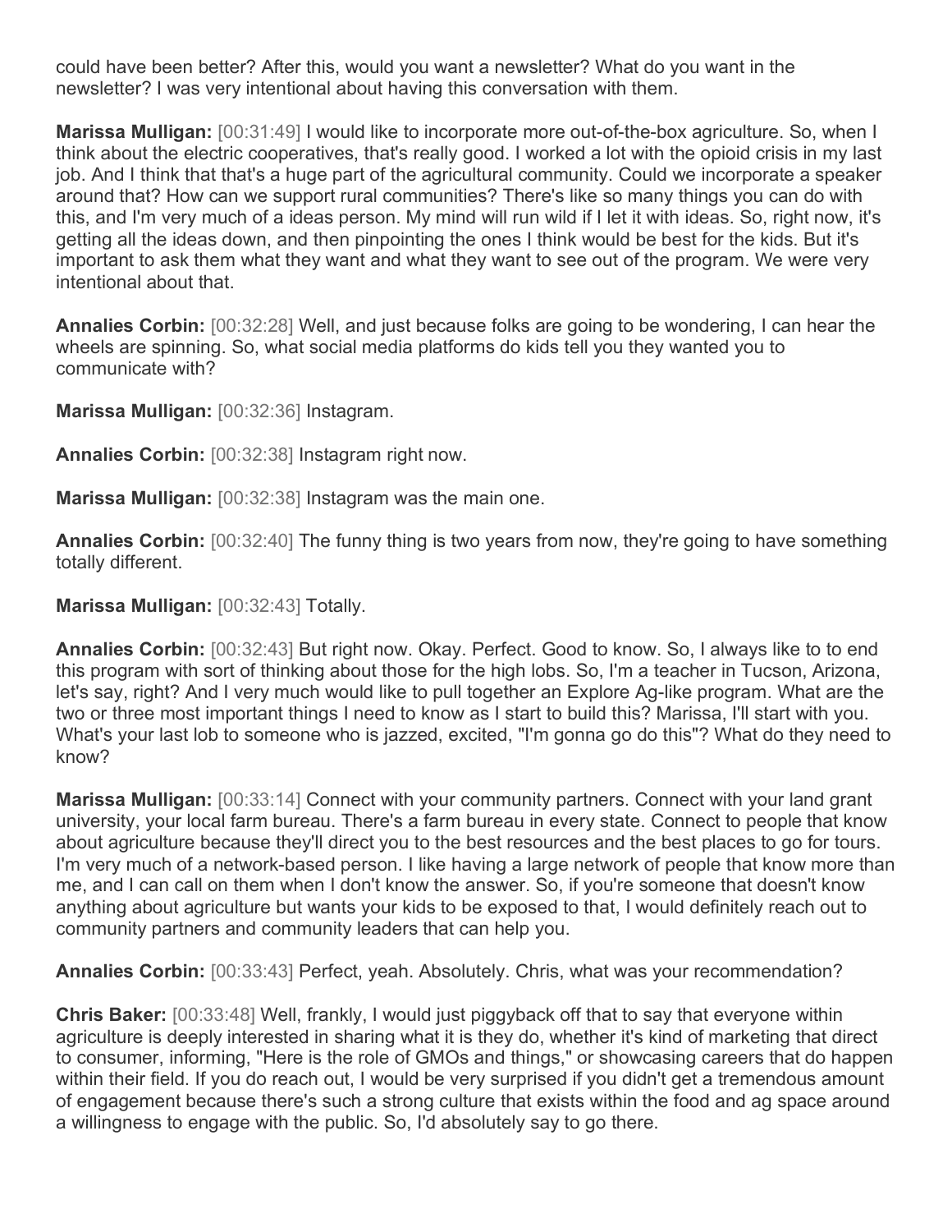could have been better? After this, would you want a newsletter? What do you want in the newsletter? I was very intentional about having this conversation with them.

**Marissa Mulligan:** [00:31:49] I would like to incorporate more out-of-the-box agriculture. So, when I think about the electric cooperatives, that's really good. I worked a lot with the opioid crisis in my last job. And I think that that's a huge part of the agricultural community. Could we incorporate a speaker around that? How can we support rural communities? There's like so many things you can do with this, and I'm very much of a ideas person. My mind will run wild if I let it with ideas. So, right now, it's getting all the ideas down, and then pinpointing the ones I think would be best for the kids. But it's important to ask them what they want and what they want to see out of the program. We were very intentional about that.

**Annalies Corbin:** [00:32:28] Well, and just because folks are going to be wondering, I can hear the wheels are spinning. So, what social media platforms do kids tell you they wanted you to communicate with?

**Marissa Mulligan:** [00:32:36] Instagram.

**Annalies Corbin:** [00:32:38] Instagram right now.

**Marissa Mulligan:** [00:32:38] Instagram was the main one.

**Annalies Corbin:** [00:32:40] The funny thing is two years from now, they're going to have something totally different.

**Marissa Mulligan:** [00:32:43] Totally.

**Annalies Corbin:** [00:32:43] But right now. Okay. Perfect. Good to know. So, I always like to to end this program with sort of thinking about those for the high lobs. So, I'm a teacher in Tucson, Arizona, let's say, right? And I very much would like to pull together an Explore Ag-like program. What are the two or three most important things I need to know as I start to build this? Marissa, I'll start with you. What's your last lob to someone who is jazzed, excited, "I'm gonna go do this"? What do they need to know?

**Marissa Mulligan:** [00:33:14] Connect with your community partners. Connect with your land grant university, your local farm bureau. There's a farm bureau in every state. Connect to people that know about agriculture because they'll direct you to the best resources and the best places to go for tours. I'm very much of a network-based person. I like having a large network of people that know more than me, and I can call on them when I don't know the answer. So, if you're someone that doesn't know anything about agriculture but wants your kids to be exposed to that, I would definitely reach out to community partners and community leaders that can help you.

**Annalies Corbin:** [00:33:43] Perfect, yeah. Absolutely. Chris, what was your recommendation?

**Chris Baker:** [00:33:48] Well, frankly, I would just piggyback off that to say that everyone within agriculture is deeply interested in sharing what it is they do, whether it's kind of marketing that direct to consumer, informing, "Here is the role of GMOs and things," or showcasing careers that do happen within their field. If you do reach out, I would be very surprised if you didn't get a tremendous amount of engagement because there's such a strong culture that exists within the food and ag space around a willingness to engage with the public. So, I'd absolutely say to go there.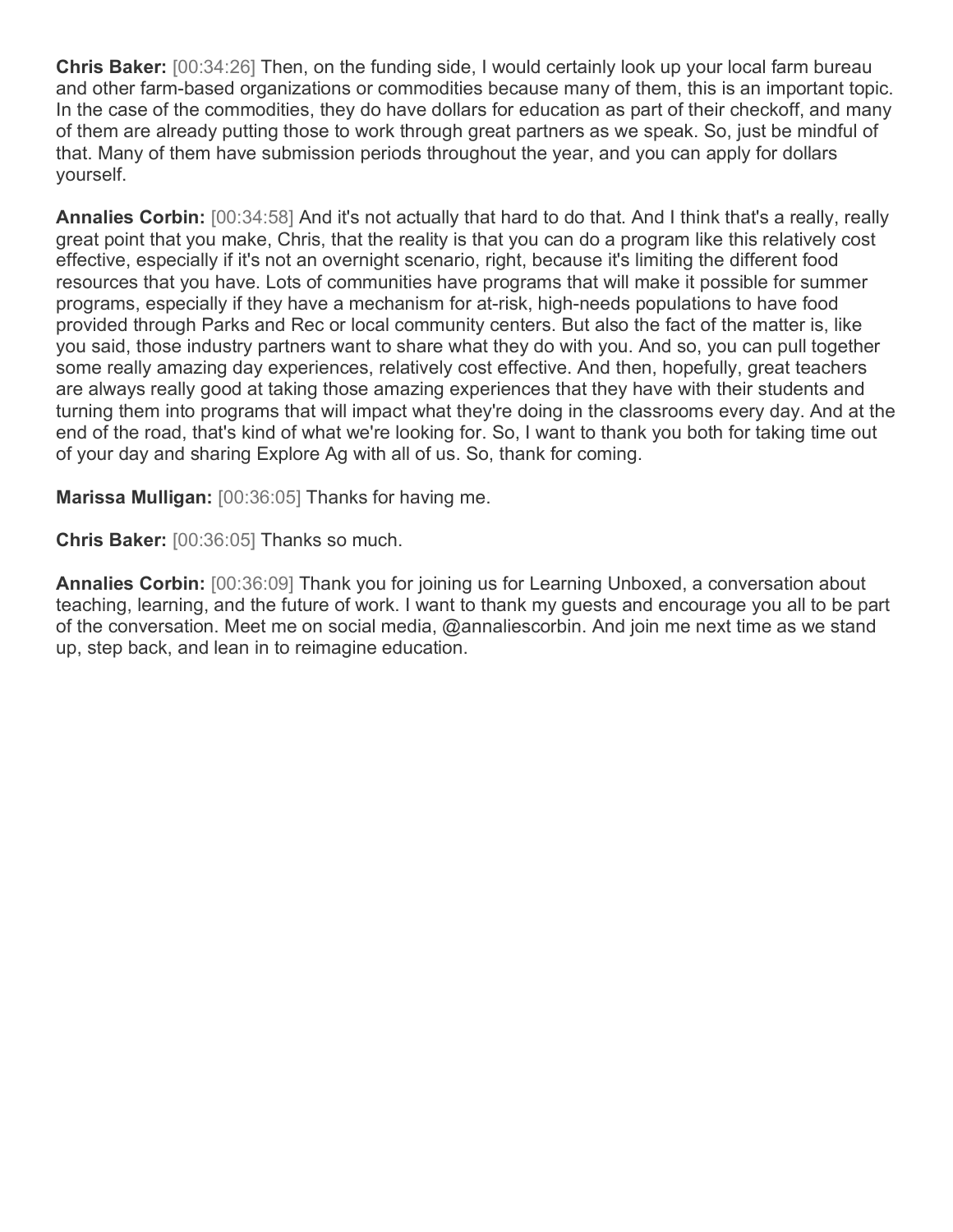**Chris Baker:** [00:34:26] Then, on the funding side, I would certainly look up your local farm bureau and other farm-based organizations or commodities because many of them, this is an important topic. In the case of the commodities, they do have dollars for education as part of their checkoff, and many of them are already putting those to work through great partners as we speak. So, just be mindful of that. Many of them have submission periods throughout the year, and you can apply for dollars yourself.

**Annalies Corbin:** [00:34:58] And it's not actually that hard to do that. And I think that's a really, really great point that you make, Chris, that the reality is that you can do a program like this relatively cost effective, especially if it's not an overnight scenario, right, because it's limiting the different food resources that you have. Lots of communities have programs that will make it possible for summer programs, especially if they have a mechanism for at-risk, high-needs populations to have food provided through Parks and Rec or local community centers. But also the fact of the matter is, like you said, those industry partners want to share what they do with you. And so, you can pull together some really amazing day experiences, relatively cost effective. And then, hopefully, great teachers are always really good at taking those amazing experiences that they have with their students and turning them into programs that will impact what they're doing in the classrooms every day. And at the end of the road, that's kind of what we're looking for. So, I want to thank you both for taking time out of your day and sharing Explore Ag with all of us. So, thank for coming.

**Marissa Mulligan:** [00:36:05] Thanks for having me.

**Chris Baker:** [00:36:05] Thanks so much.

**Annalies Corbin:** [00:36:09] Thank you for joining us for Learning Unboxed, a conversation about teaching, learning, and the future of work. I want to thank my guests and encourage you all to be part of the conversation. Meet me on social media, @annaliescorbin. And join me next time as we stand up, step back, and lean in to reimagine education.